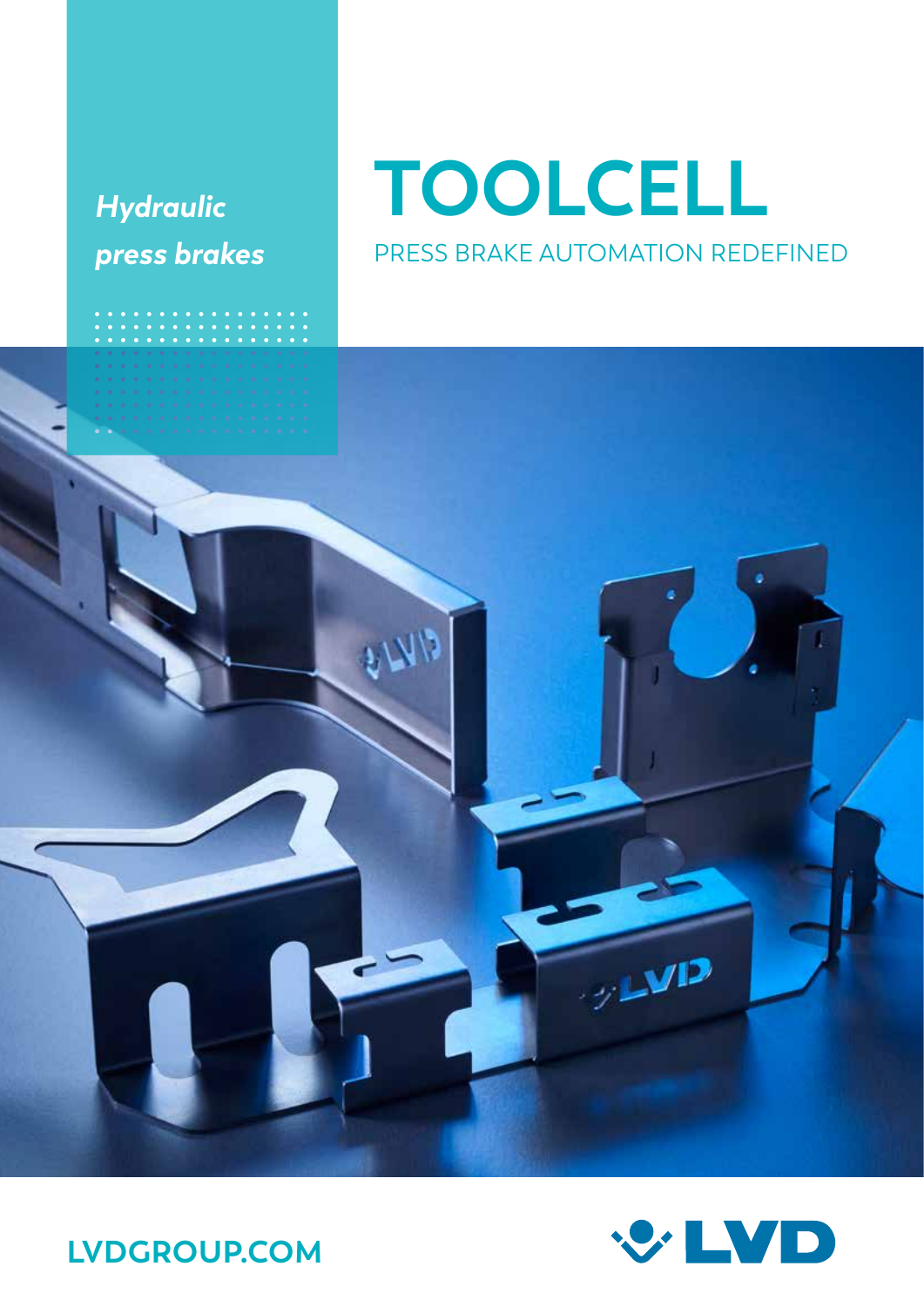*Hydraulic press brakes*

# TOOLCELL

PRESS BRAKE AUTOMATION REDEFINED

LVDGROUP.COM

LVD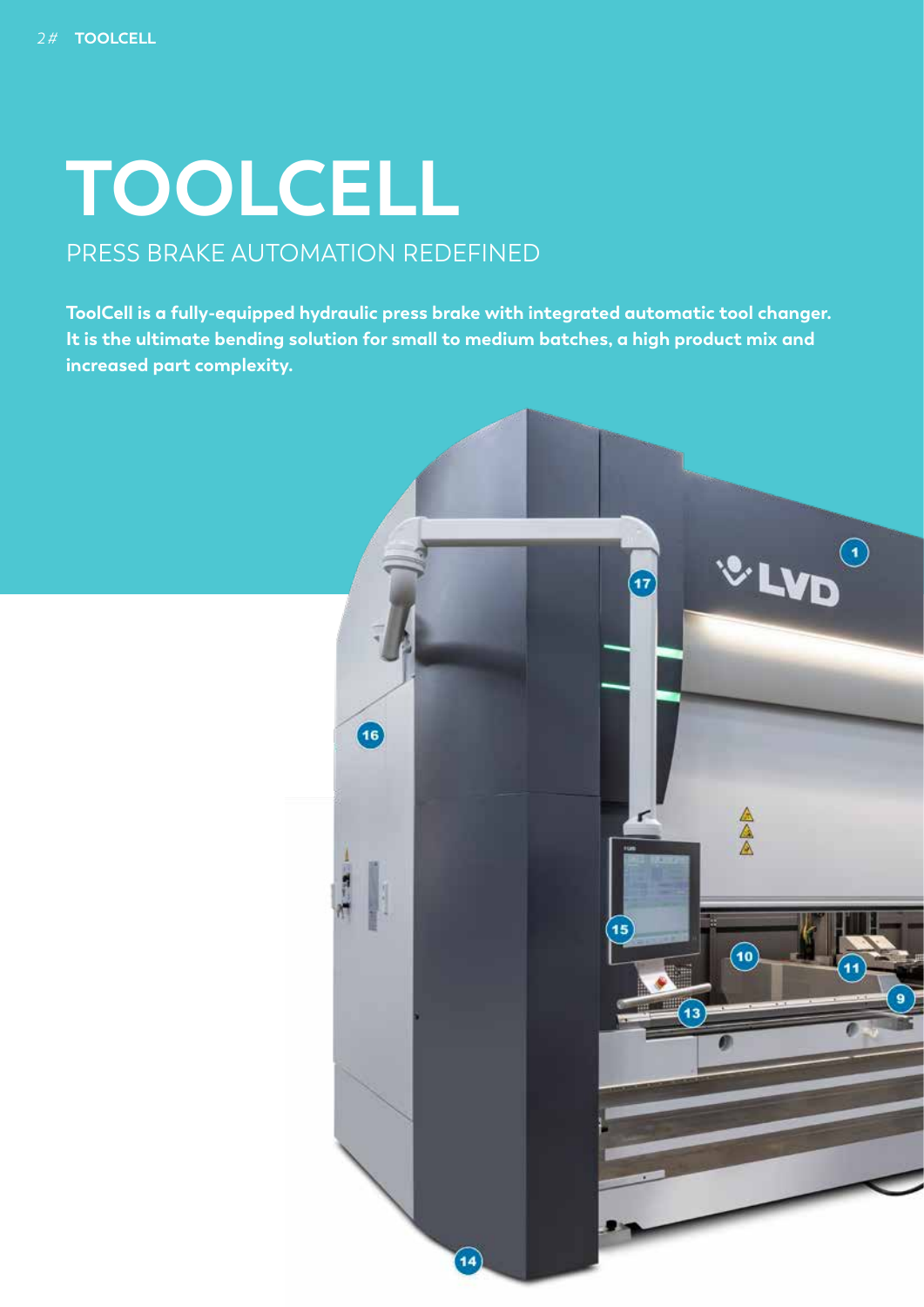# TOOLCELL

## PRESS BRAKE AUTOMATION REDEFINED

**ToolCell is a fully-equipped hydraulic press brake with integrated automatic tool changer. It is the ultimate bending solution for small to medium batches, a high product mix and increased part complexity.**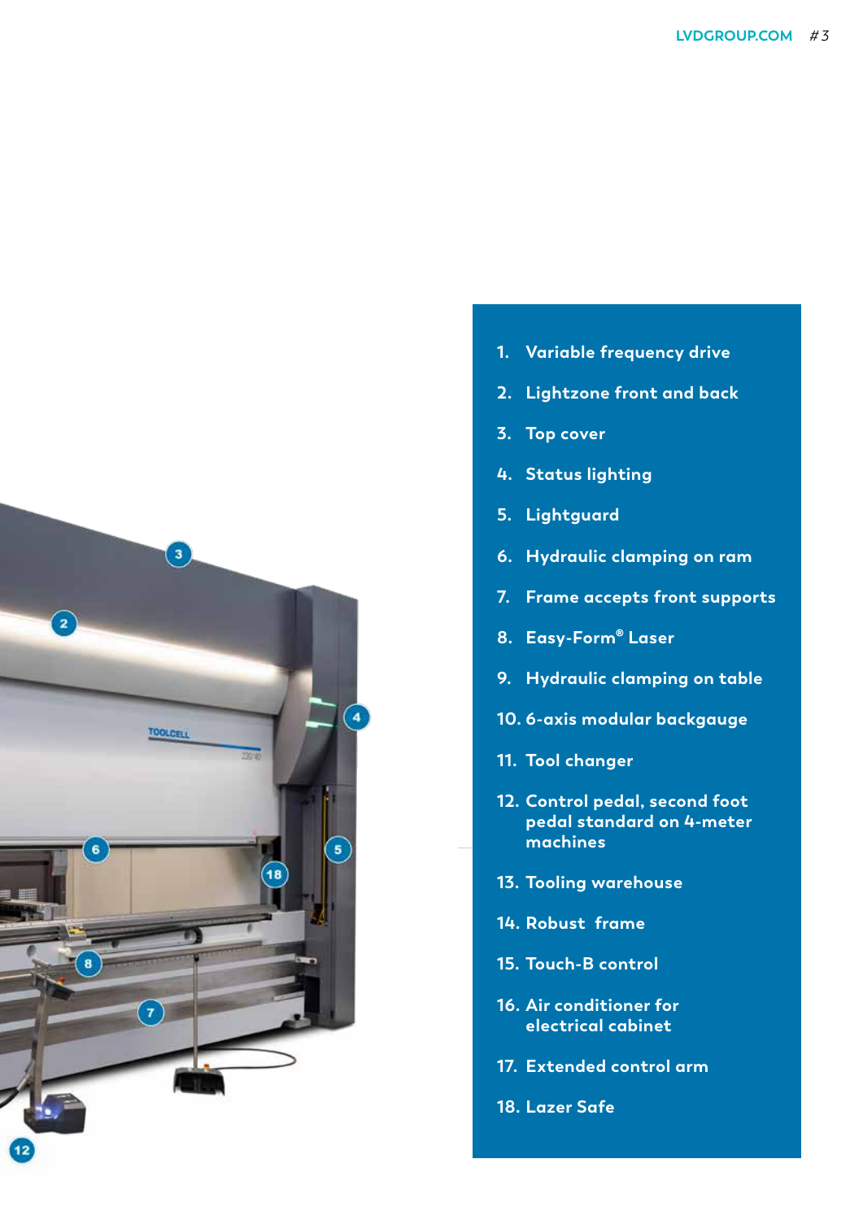1. Variable frequency drive
2. Lightzone front and back
3. Top cover
4. Status lighting
5. Lightguard
6. Hydraulic clamping on ram
7. Frame accepts front supports
8. Easy-Form® Laser
9. Hydraulic clamping on table
10. 6-axis modular backgauge
11. Tool changer
12. Control pedal, second foot pedal standard on 4-meter machines
13. Tooling warehouse
14. Robust frame
15. Touch-B control
16. Air conditioner for electrical cabinet
17. Extended control arm
18. Lazer Safe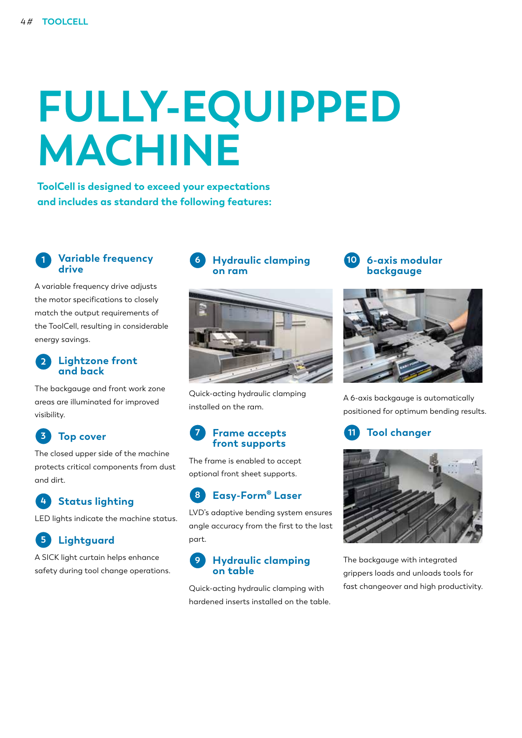# FULLY-EQUIPPED MACHINE

**ToolCell is designed to exceed your expectations and includes as standard the following features:**

### 1 Variable frequency drive

A variable frequency drive adjusts the motor specifications to closely match the output requirements of the ToolCell, resulting in considerable energy savings.

### 2 Lightzone front and back

The backgauge and front work zone areas are illuminated for improved visibility.

### 3 Top cover

The closed upper side of the machine protects critical components from dust and dirt.

### 4 Status lighting

LED lights indicate the machine status.

### 5 Lightguard

A SICK light curtain helps enhance safety during tool change operations.

### 6 Hydraulic clamping on ram

Quick-acting hydraulic clamping installed on the ram.

### 7 Frame accepts front supports

The frame is enabled to accept optional front sheet supports.

### 8 Easy-Form® Laser

LVD's adaptive bending system ensures angle accuracy from the first to the last part.

### 9 Hydraulic clamping on table

Quick-acting hydraulic clamping with hardened inserts installed on the table.

### 10 6-axis modular backgauge

A 6-axis backgauge is automatically positioned for optimum bending results.

### 11 Tool changer

The backgauge with integrated grippers loads and unloads tools for fast changeover and high productivity.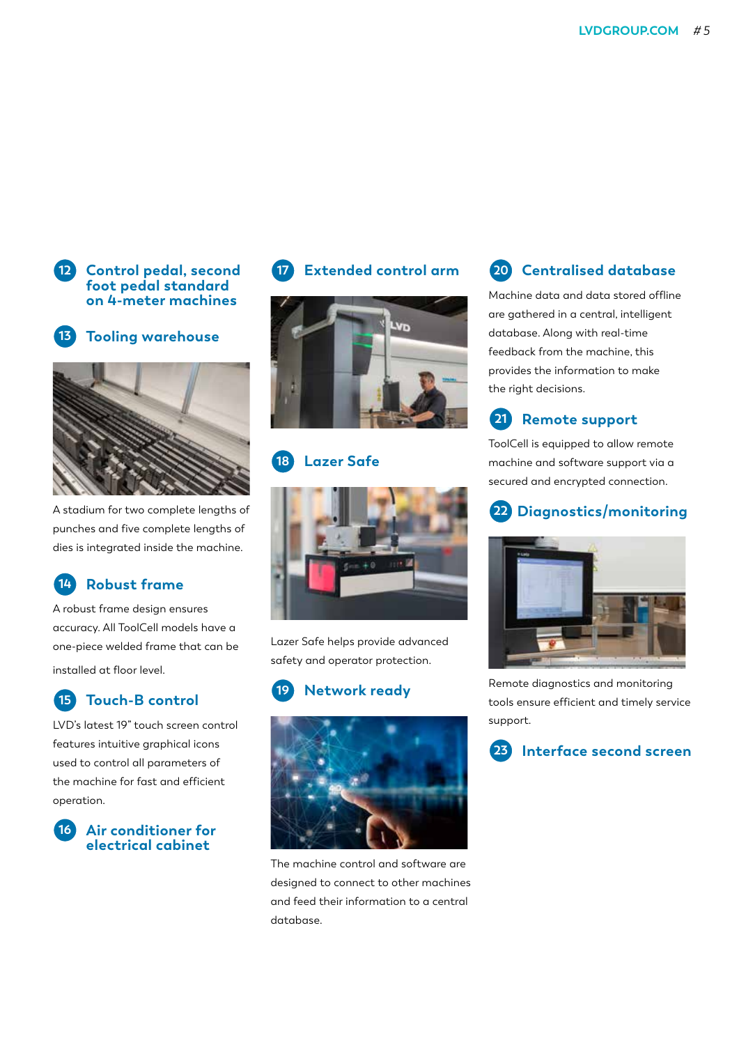## 12 Control pedal, second foot pedal standard on 4-meter machines

## 13 Tooling warehouse

A stadium for two complete lengths of punches and five complete lengths of dies is integrated inside the machine.

## 14 Robust frame

A robust frame design ensures accuracy. All ToolCell models have a one-piece welded frame that can be installed at floor level.

## 15 Touch-B control

LVD's latest 19" touch screen control features intuitive graphical icons used to control all parameters of the machine for fast and efficient operation.

## 16 Air conditioner for electrical cabinet

## 17 Extended control arm

## 18 Lazer Safe

Lazer Safe helps provide advanced safety and operator protection.

## 19 Network ready

The machine control and software are designed to connect to other machines and feed their information to a central database.

## 20 Centralised database

Machine data and data stored offline are gathered in a central, intelligent database. Along with real-time feedback from the machine, this provides the information to make the right decisions.

## 21 Remote support

ToolCell is equipped to allow remote machine and software support via a secured and encrypted connection.

## 22 Diagnostics/monitoring

Remote diagnostics and monitoring tools ensure efficient and timely service support.

## 23 Interface second screen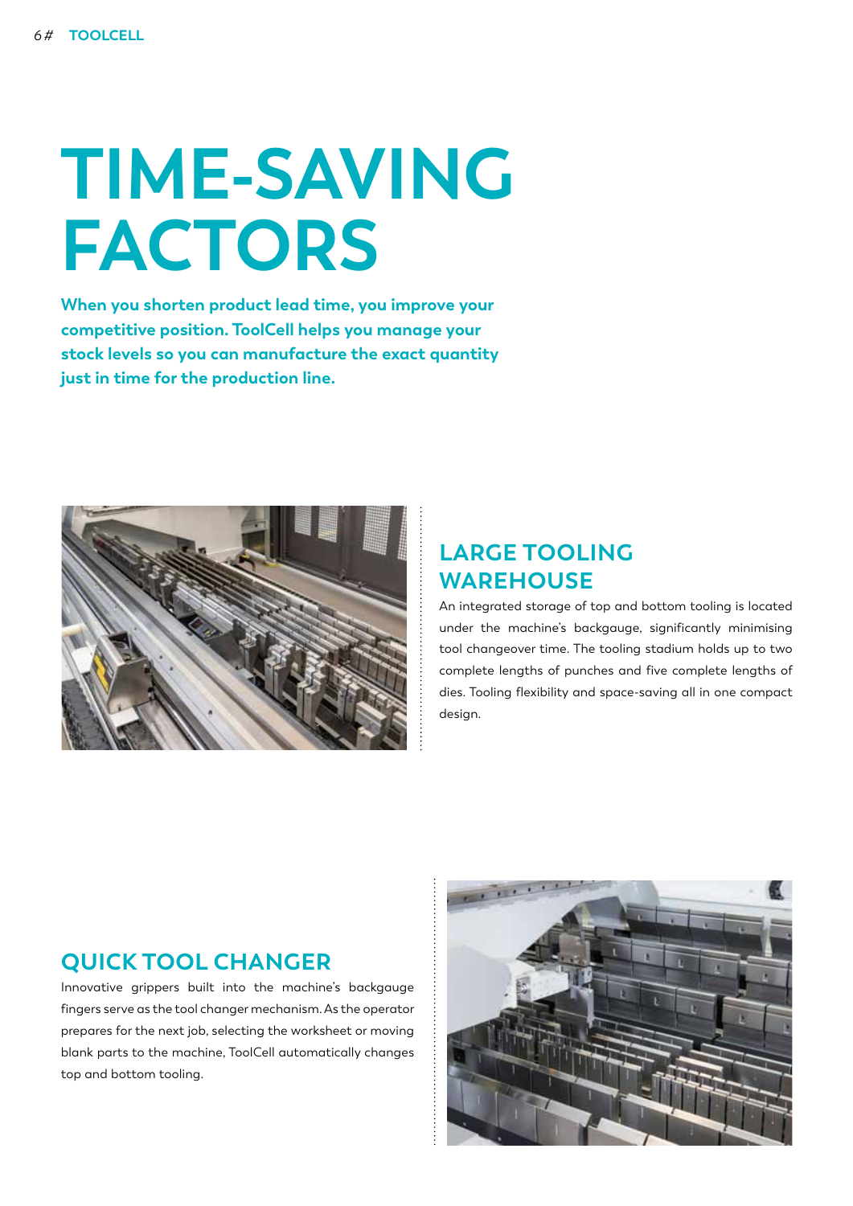# TIME-SAVING FACTORS

**When you shorten product lead time, you improve your competitive position. ToolCell helps you manage your stock levels so you can manufacture the exact quantity just in time for the production line.**

## LARGE TOOLING WAREHOUSE

An integrated storage of top and bottom tooling is located under the machine's backgauge, significantly minimising tool changeover time. The tooling stadium holds up to two complete lengths of punches and five complete lengths of dies. Tooling flexibility and space-saving all in one compact design.

## QUICK TOOL CHANGER

Innovative grippers built into the machine's backgauge fingers serve as the tool changer mechanism. As the operator prepares for the next job, selecting the worksheet or moving blank parts to the machine, ToolCell automatically changes top and bottom tooling.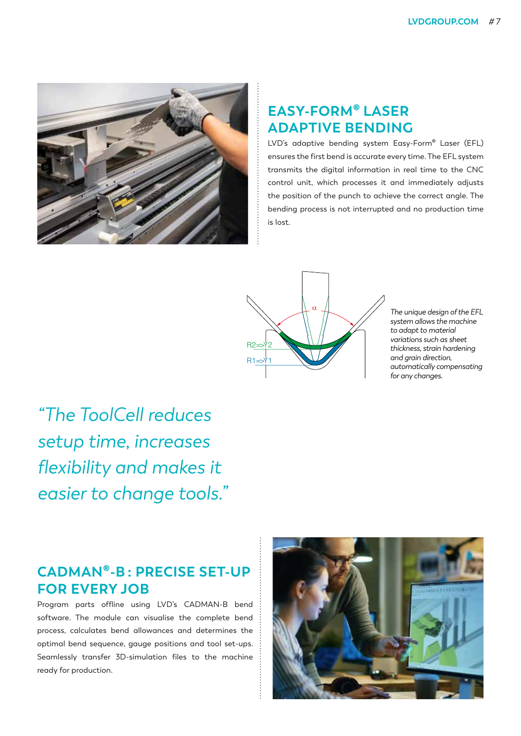## EASY-FORM® LASER ADAPTIVE BENDING

LVD's adaptive bending system Easy-Form® Laser (EFL) ensures the first bend is accurate every time. The EFL system transmits the digital information in real time to the CNC control unit, which processes it and immediately adjusts the position of the punch to achieve the correct angle. The bending process is not interrupted and no production time is lost.

*The unique design of the EFL system allows the machine to adapt to material variations such as sheet thickness, strain hardening and grain direction, automatically compensating for any changes.*

*"The ToolCell reduces setup time, increases flexibility and makes it easier to change tools."*

## CADMAN®-B : PRECISE SET-UP FOR EVERY JOB

Program parts offline using LVD's CADMAN-B bend software. The module can visualise the complete bend process, calculates bend allowances and determines the optimal bend sequence, gauge positions and tool set-ups. Seamlessly transfer 3D-simulation files to the machine ready for production.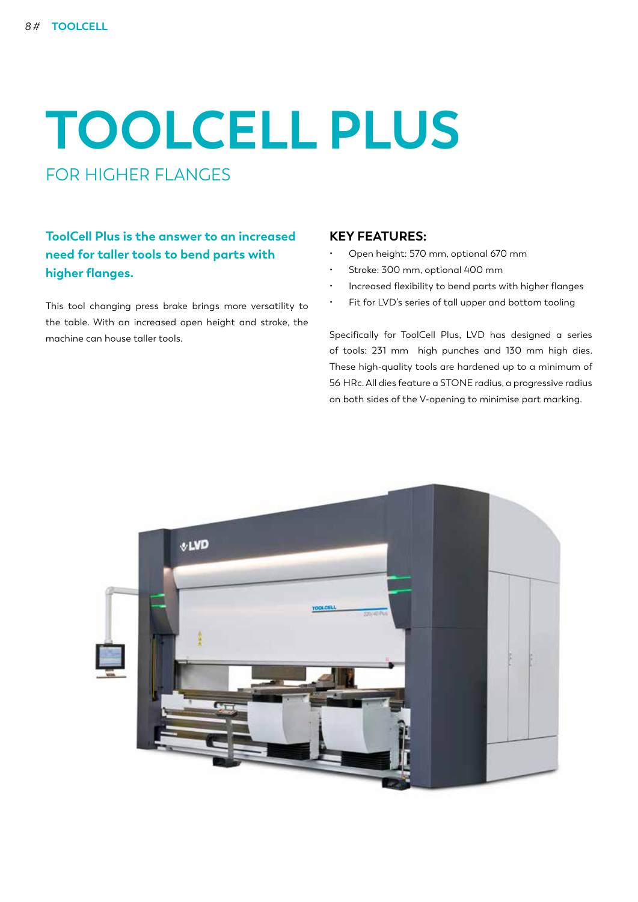# TOOLCELL PLUS

## FOR HIGHER FLANGES

**ToolCell Plus is the answer to an increased need for taller tools to bend parts with higher flanges.**

This tool changing press brake brings more versatility to the table. With an increased open height and stroke, the machine can house taller tools.

### KEY FEATURES:

- Open height: 570 mm, optional 670 mm
- Stroke: 300 mm, optional 400 mm
- Increased flexibility to bend parts with higher flanges
- Fit for LVD's series of tall upper and bottom tooling

Specifically for ToolCell Plus, LVD has designed a series of tools: 231 mm high punches and 130 mm high dies. These high-quality tools are hardened up to a minimum of 56 HRc. All dies feature a STONE radius, a progressive radius on both sides of the V-opening to minimise part marking.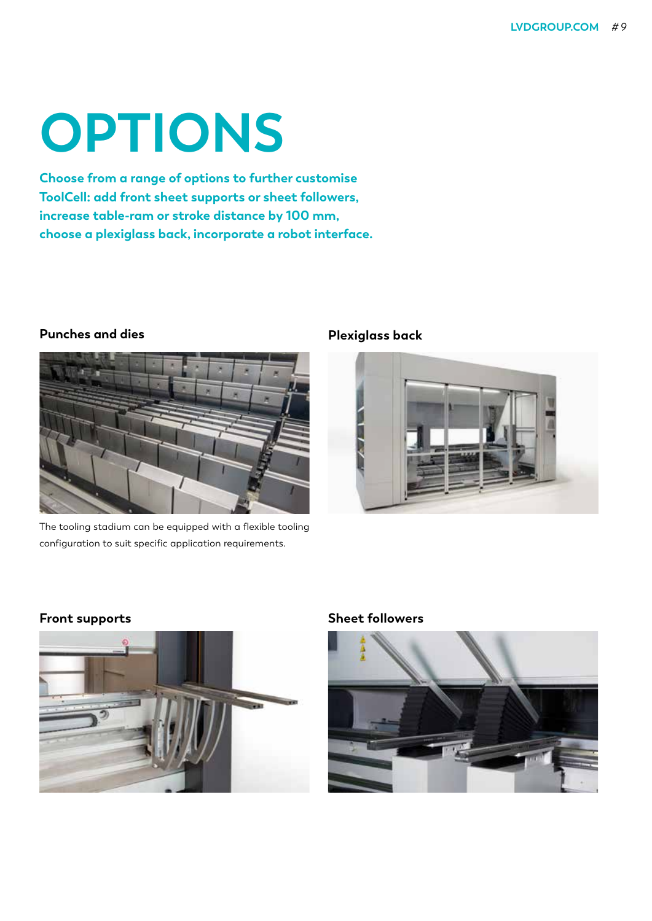# OPTIONS

**Choose from a range of options to further customise ToolCell: add front sheet supports or sheet followers, increase table-ram or stroke distance by 100 mm, choose a plexiglass back, incorporate a robot interface.**

### Punches and dies

The tooling stadium can be equipped with a flexible tooling configuration to suit specific application requirements.

### Plexiglass back

### Front supports

### Sheet followers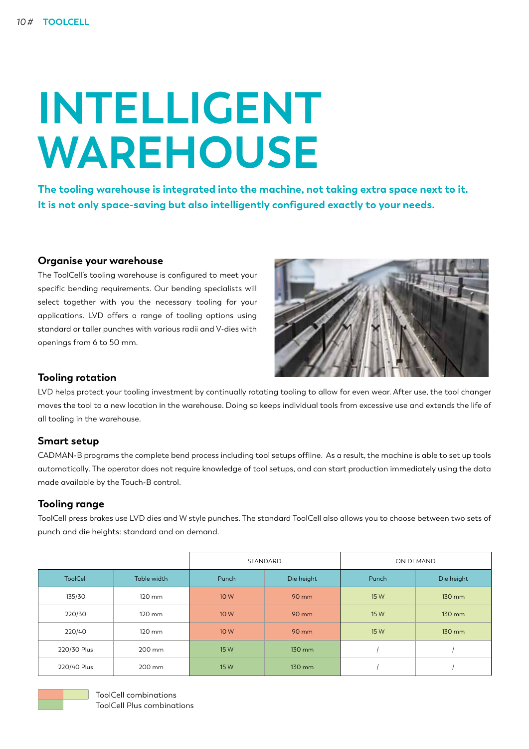# INTELLIGENT WAREHOUSE

**The tooling warehouse is integrated into the machine, not taking extra space next to it. It is not only space-saving but also intelligently configured exactly to your needs.**

### Organise your warehouse

The ToolCell's tooling warehouse is configured to meet your specific bending requirements. Our bending specialists will select together with you the necessary tooling for your applications. LVD offers a range of tooling options using standard or taller punches with various radii and V-dies with openings from 6 to 50 mm.

### Tooling rotation

LVD helps protect your tooling investment by continually rotating tooling to allow for even wear. After use, the tool changer moves the tool to a new location in the warehouse. Doing so keeps individual tools from excessive use and extends the life of all tooling in the warehouse.

### Smart setup

CADMAN-B programs the complete bend process including tool setups offline. As a result, the machine is able to set up tools automatically. The operator does not require knowledge of tool setups, and can start production immediately using the data made available by the Touch-B control.

### Tooling range

ToolCell press brakes use LVD dies and W style punches. The standard ToolCell also allows you to choose between two sets of punch and die heights: standard and on demand.

| | | STANDARD | | ON DEMAND | |
|---|---|---|---|---|---|
| ToolCell | Table width | Punch | Die height | Punch | Die height |
| 135/30 | 120 mm | 10 W | 90 mm | 15 W | 130 mm |
| 220/30 | 120 mm | 10 W | 90 mm | 15 W | 130 mm |
| 220/40 | 120 mm | 10 W | 90 mm | 15 W | 130 mm |
| 220/30 Plus | 200 mm | 15 W | 130 mm | / | / |
| 220/40 Plus | 200 mm | 15 W | 130 mm | / | / |

ToolCell combinations
ToolCell Plus combinations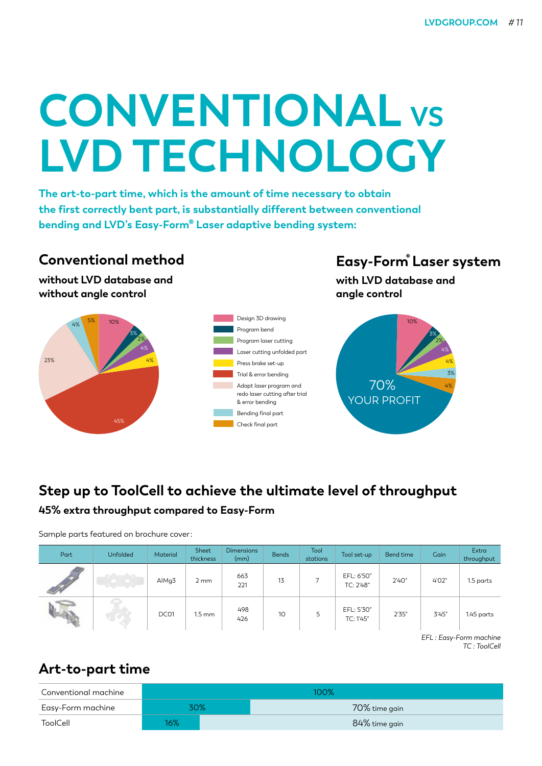# CONVENTIONAL VS LVD TECHNOLOGY

**The art-to-part time, which is the amount of time necessary to obtain the first correctly bent part, is substantially different between conventional bending and LVD's Easy-Form® Laser adaptive bending system:**

## Conventional method

**without LVD database and without angle control**

- Design 3D drawing: 10%
- Program bend: 3%
- Program laser cutting: 2%
- Laser cutting unfolded part: 4%
- Press brake set-up: 4%
- Trial & error bending: 45%
- Adapt laser program and redo laser cutting after trial & error bending: 23%
- Bending final part: 4%
- Check final part: 5%

## Easy-Form® Laser system

**with LVD database and angle control**

- Design 3D drawing: 10%
- Program bend: 3%
- Program laser cutting: 2%
- Laser cutting unfolded part: 4%
- Press brake set-up: 4%
- Bending final part: 3%
- Check final part: 4%
- 70% YOUR PROFIT

## Step up to ToolCell to achieve the ultimate level of throughput

**45% extra throughput compared to Easy-Form**

Sample parts featured on brochure cover:

| Part | Unfolded | Material | Sheet thickness | Dimensions (mm) | Bends | Tool stations | Tool set-up | Bend time | Gain | Extra throughput |
|---|---|---|---|---|---|---|---|---|---|---|
| | | AlMg3 | 2 mm | 663<br>221 | 13 | 7 | EFL: 6'50"<br>TC: 2'48" | 2'40" | 4'02" | 1.5 parts |
| | | DC01 | 1.5 mm | 498<br>426 | 10 | 5 | EFL: 5'30"<br>TC: 1'45" | 2'35" | 3'45" | 1.45 parts |

*EFL : Easy-Form machine*
*TC : ToolCell*

## Art-to-part time

| | | |
|---|---|---|
| Conventional machine | 100% | |
| Easy-Form machine | 30% | 70% time gain |
| ToolCell | 16% | 84% time gain |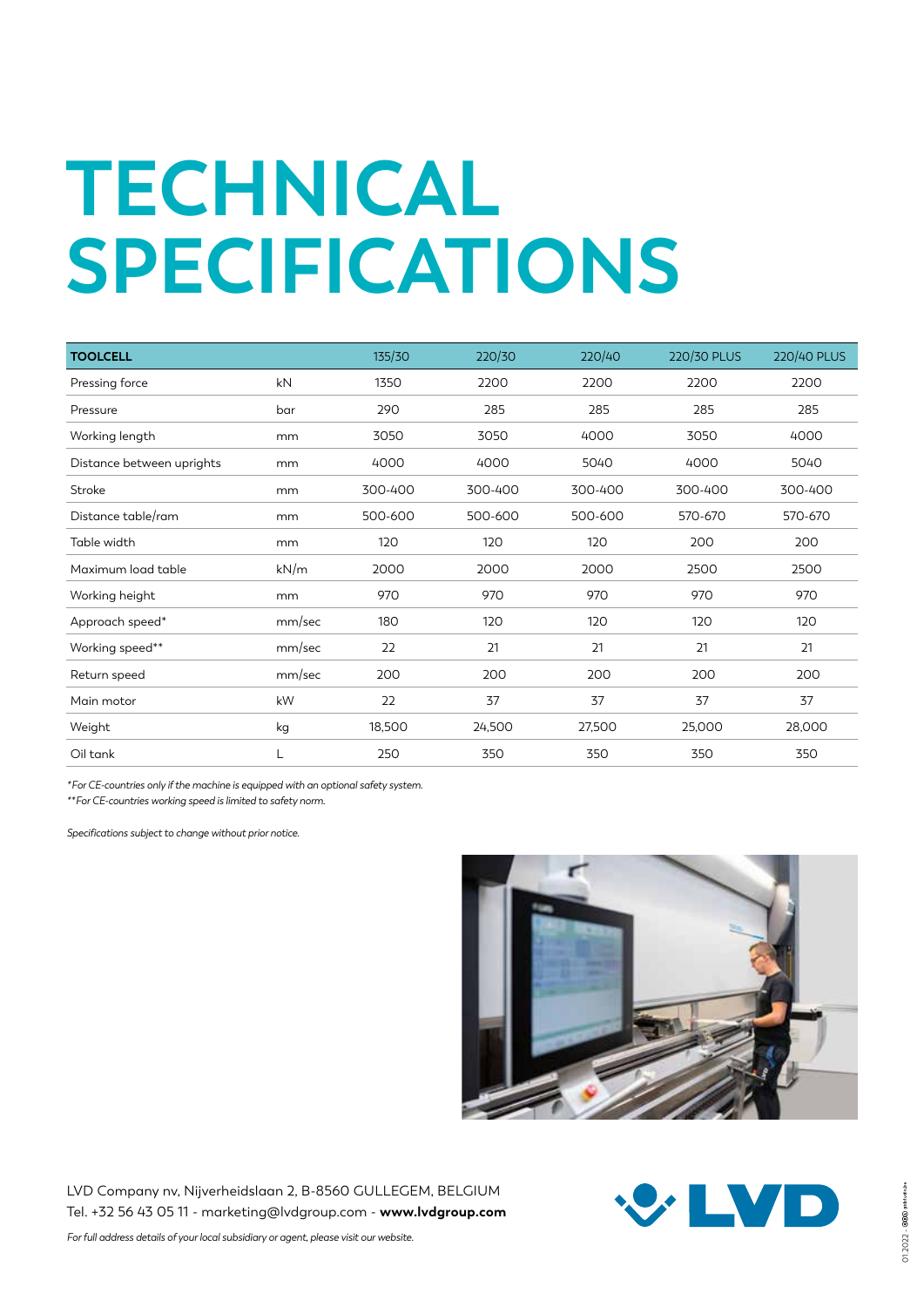# TECHNICAL SPECIFICATIONS

| TOOLCELL | | 135/30 | 220/30 | 220/40 | 220/30 PLUS | 220/40 PLUS |
|---|---|---|---|---|---|---|
| Pressing force | kN | 1350 | 2200 | 2200 | 2200 | 2200 |
| Pressure | bar | 290 | 285 | 285 | 285 | 285 |
| Working length | mm | 3050 | 3050 | 4000 | 3050 | 4000 |
| Distance between uprights | mm | 4000 | 4000 | 5040 | 4000 | 5040 |
| Stroke | mm | 300-400 | 300-400 | 300-400 | 300-400 | 300-400 |
| Distance table/ram | mm | 500-600 | 500-600 | 500-600 | 570-670 | 570-670 |
| Table width | mm | 120 | 120 | 120 | 200 | 200 |
| Maximum load table | kN/m | 2000 | 2000 | 2000 | 2500 | 2500 |
| Working height | mm | 970 | 970 | 970 | 970 | 970 |
| Approach speed* | mm/sec | 180 | 120 | 120 | 120 | 120 |
| Working speed** | mm/sec | 22 | 21 | 21 | 21 | 21 |
| Return speed | mm/sec | 200 | 200 | 200 | 200 | 200 |
| Main motor | kW | 22 | 37 | 37 | 37 | 37 |
| Weight | kg | 18,500 | 24,500 | 27,500 | 25,000 | 28,000 |
| Oil tank | L | 250 | 350 | 350 | 350 | 350 |

*\*For CE-countries only if the machine is equipped with an optional safety system.*
*\*\*For CE-countries working speed is limited to safety norm.*

*Specifications subject to change without prior notice.*

LVD Company nv, Nijverheidslaan 2, B-8560 GULLEGEM, BELGIUM
Tel. +32 56 43 05 11 - marketing@lvdgroup.com - **www.lvdgroup.com**

*For full address details of your local subsidiary or agent, please visit our website.*